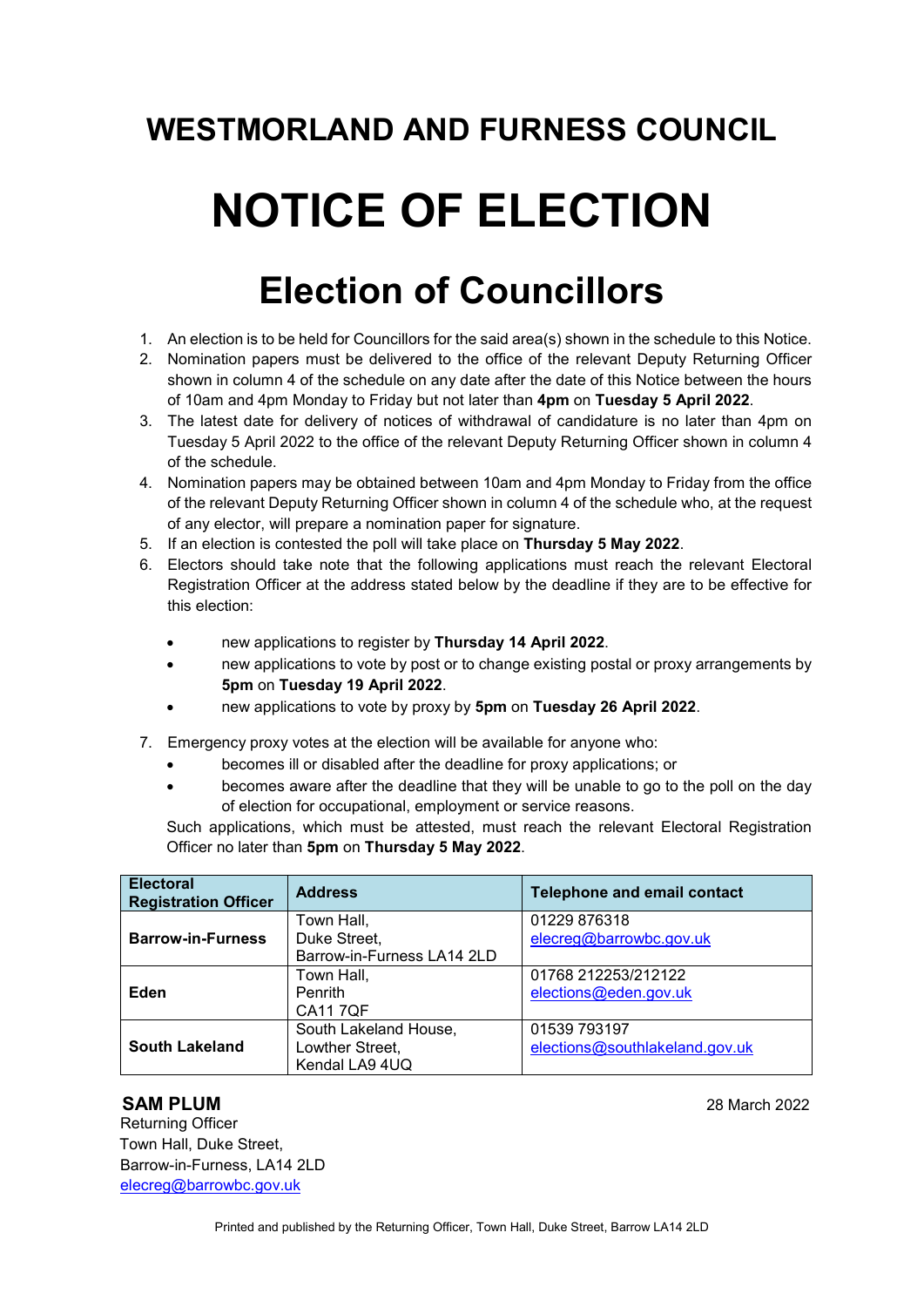# WESTMORLAND AND FURNESS COUNCIL

# NOTICE OF ELECTION

## Election of Councillors

1. An election is to be held for Councillors for the said area(s) shown in the schedule to this Notice.
2. Nomination papers must be delivered to the office of the relevant Deputy Returning Officer shown in column 4 of the schedule on any date after the date of this Notice between the hours of 10am and 4pm Monday to Friday but not later than **4pm** on **Tuesday 5 April 2022**.
3. The latest date for delivery of notices of withdrawal of candidature is no later than 4pm on Tuesday 5 April 2022 to the office of the relevant Deputy Returning Officer shown in column 4 of the schedule.
4. Nomination papers may be obtained between 10am and 4pm Monday to Friday from the office of the relevant Deputy Returning Officer shown in column 4 of the schedule who, at the request of any elector, will prepare a nomination paper for signature.
5. If an election is contested the poll will take place on **Thursday 5 May 2022**.
6. Electors should take note that the following applications must reach the relevant Electoral Registration Officer at the address stated below by the deadline if they are to be effective for this election:

   - new applications to register by **Thursday 14 April 2022**.
   - new applications to vote by post or to change existing postal or proxy arrangements by **5pm** on **Tuesday 19 April 2022**.
   - new applications to vote by proxy by **5pm** on **Tuesday 26 April 2022**.

7. Emergency proxy votes at the election will be available for anyone who:
   - becomes ill or disabled after the deadline for proxy applications; or
   - becomes aware after the deadline that they will be unable to go to the poll on the day of election for occupational, employment or service reasons.

   Such applications, which must be attested, must reach the relevant Electoral Registration Officer no later than **5pm** on **Thursday 5 May 2022**.

| Electoral Registration Officer | Address | Telephone and email contact |
|---|---|---|
| **Barrow-in-Furness** | Town Hall, Duke Street, Barrow-in-Furness LA14 2LD | 01229 876318 elecreg@barrowbc.gov.uk |
| **Eden** | Town Hall, Penrith CA11 7QF | 01768 212253/212122 elections@eden.gov.uk |
| **South Lakeland** | South Lakeland House, Lowther Street, Kendal LA9 4UQ | 01539 793197 elections@southlakeland.gov.uk |

**SAM PLUM**
Returning Officer
Town Hall, Duke Street,
Barrow-in-Furness, LA14 2LD
elecreg@barrowbc.gov.uk

28 March 2022

Printed and published by the Returning Officer, Town Hall, Duke Street, Barrow LA14 2LD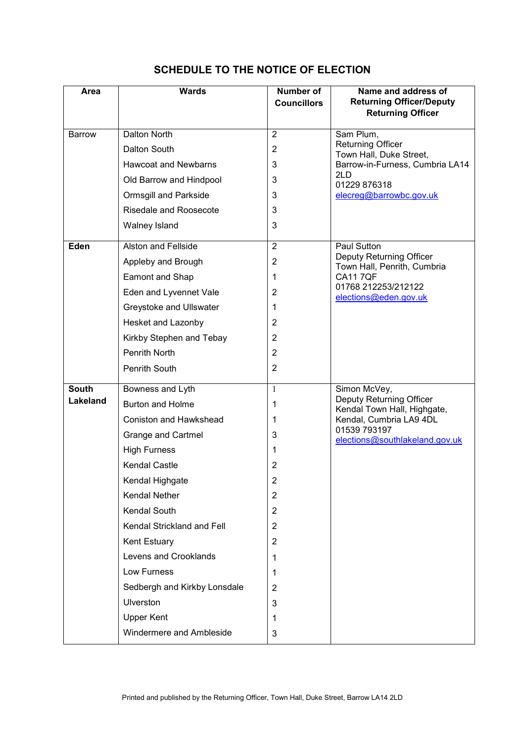# SCHEDULE TO THE NOTICE OF ELECTION

| Area | Wards | Number of Councillors | Name and address of Returning Officer/Deputy Returning Officer |
|---|---|---|---|
| Barrow | Dalton North | 2 | Sam Plum,<br>Returning Officer<br>Town Hall, Duke Street,<br>Barrow-in-Furness, Cumbria LA14 2LD<br>01229 876318<br>elecreg@barrowbc.gov.uk |
| | Dalton South | 2 | |
| | Hawcoat and Newbarns | 3 | |
| | Old Barrow and Hindpool | 3 | |
| | Ormsgill and Parkside | 3 | |
| | Risedale and Roosecote | 3 | |
| | Walney Island | 3 | |
| **Eden** | Alston and Fellside | 2 | Paul Sutton<br>Deputy Returning Officer<br>Town Hall, Penrith, Cumbria CA11 7QF<br>01768 212253/212122<br>elections@eden.gov.uk |
| | Appleby and Brough | 2 | |
| | Eamont and Shap | 1 | |
| | Eden and Lyvennet Vale | 2 | |
| | Greystoke and Ullswater | 1 | |
| | Hesket and Lazonby | 2 | |
| | Kirkby Stephen and Tebay | 2 | |
| | Penrith North | 2 | |
| | Penrith South | 2 | |
| **South Lakeland** | Bowness and Lyth | 1 | Simon McVey,<br>Deputy Returning Officer<br>Kendal Town Hall, Highgate,<br>Kendal, Cumbria LA9 4DL<br>01539 793197<br>elections@southlakeland.gov.uk |
| | Burton and Holme | 1 | |
| | Coniston and Hawkshead | 1 | |
| | Grange and Cartmel | 3 | |
| | High Furness | 1 | |
| | Kendal Castle | 2 | |
| | Kendal Highgate | 2 | |
| | Kendal Nether | 2 | |
| | Kendal South | 2 | |
| | Kendal Strickland and Fell | 2 | |
| | Kent Estuary | 2 | |
| | Levens and Crooklands | 1 | |
| | Low Furness | 1 | |
| | Sedbergh and Kirkby Lonsdale | 2 | |
| | Ulverston | 3 | |
| | Upper Kent | 1 | |
| | Windermere and Ambleside | 3 | |

Printed and published by the Returning Officer, Town Hall, Duke Street, Barrow LA14 2LD